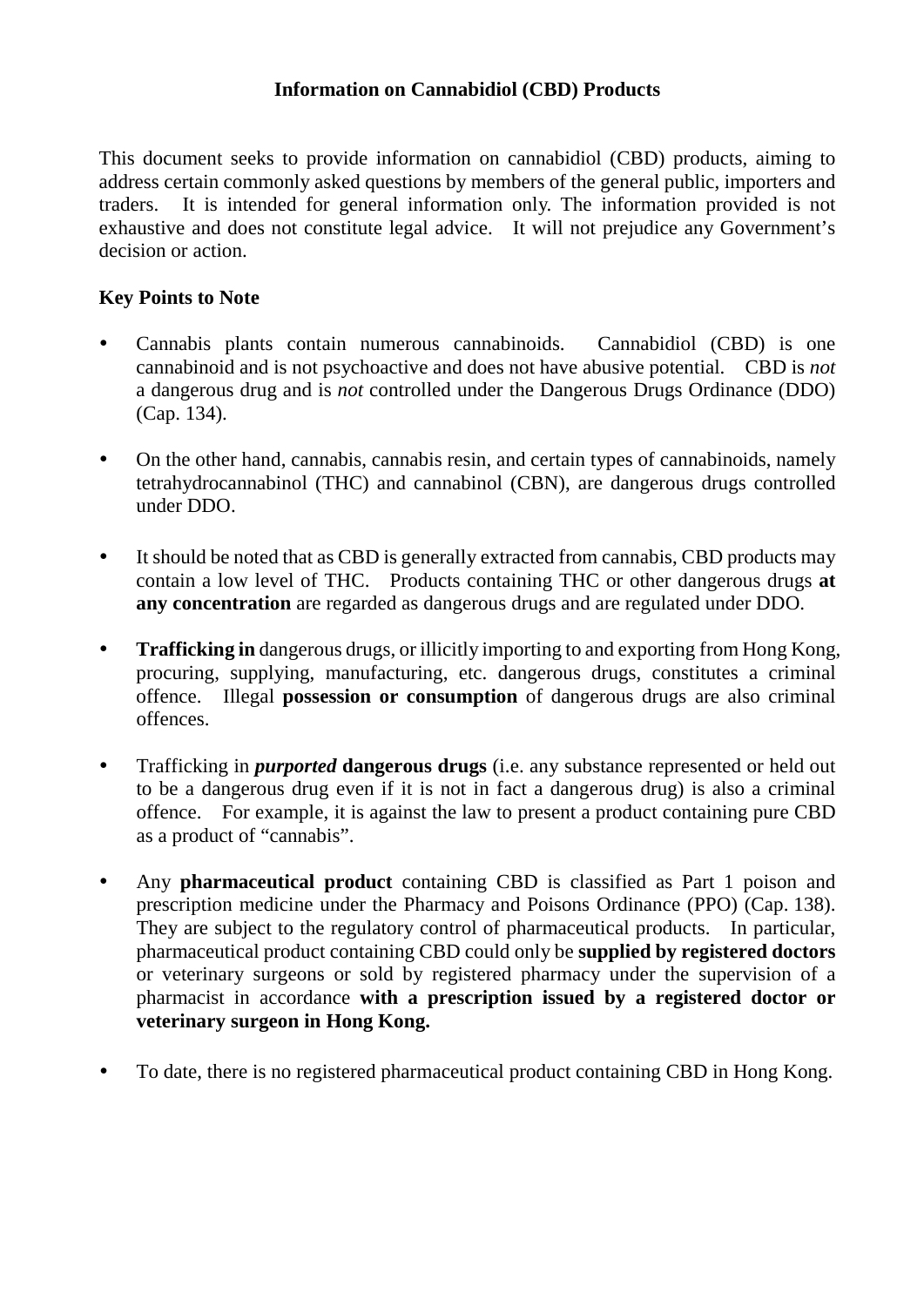# Information on Cannabidiol (CBD) Products

This document seeks to provide information on cannabidiol (CBD) products, aiming to address certain commonly asked questions by members of the general public, importers and traders. It is intended for general information only. The information provided is not exhaustive and does not constitute legal advice. It will not prejudice any Government's decision or action.

## Key Points to Note

- Cannabis plants contain numerous cannabinoids. Cannabidiol (CBD) is one cannabinoid and is not psychoactive and does not have abusive potential. CBD is *not* a dangerous drug and is *not* controlled under the Dangerous Drugs Ordinance (DDO) (Cap. 134).

- On the other hand, cannabis, cannabis resin, and certain types of cannabinoids, namely tetrahydrocannabinol (THC) and cannabinol (CBN), are dangerous drugs controlled under DDO.

- It should be noted that as CBD is generally extracted from cannabis, CBD products may contain a low level of THC. Products containing THC or other dangerous drugs **at any concentration** are regarded as dangerous drugs and are regulated under DDO.

- **Trafficking in** dangerous drugs, or illicitly importing to and exporting from Hong Kong, procuring, supplying, manufacturing, etc. dangerous drugs, constitutes a criminal offence. Illegal **possession or consumption** of dangerous drugs are also criminal offences.

- Trafficking in ***purported*** **dangerous drugs** (i.e. any substance represented or held out to be a dangerous drug even if it is not in fact a dangerous drug) is also a criminal offence. For example, it is against the law to present a product containing pure CBD as a product of "cannabis".

- Any **pharmaceutical product** containing CBD is classified as Part 1 poison and prescription medicine under the Pharmacy and Poisons Ordinance (PPO) (Cap. 138). They are subject to the regulatory control of pharmaceutical products. In particular, pharmaceutical product containing CBD could only be **supplied by registered doctors** or veterinary surgeons or sold by registered pharmacy under the supervision of a pharmacist in accordance **with a prescription issued by a registered doctor or veterinary surgeon in Hong Kong.**

- To date, there is no registered pharmaceutical product containing CBD in Hong Kong.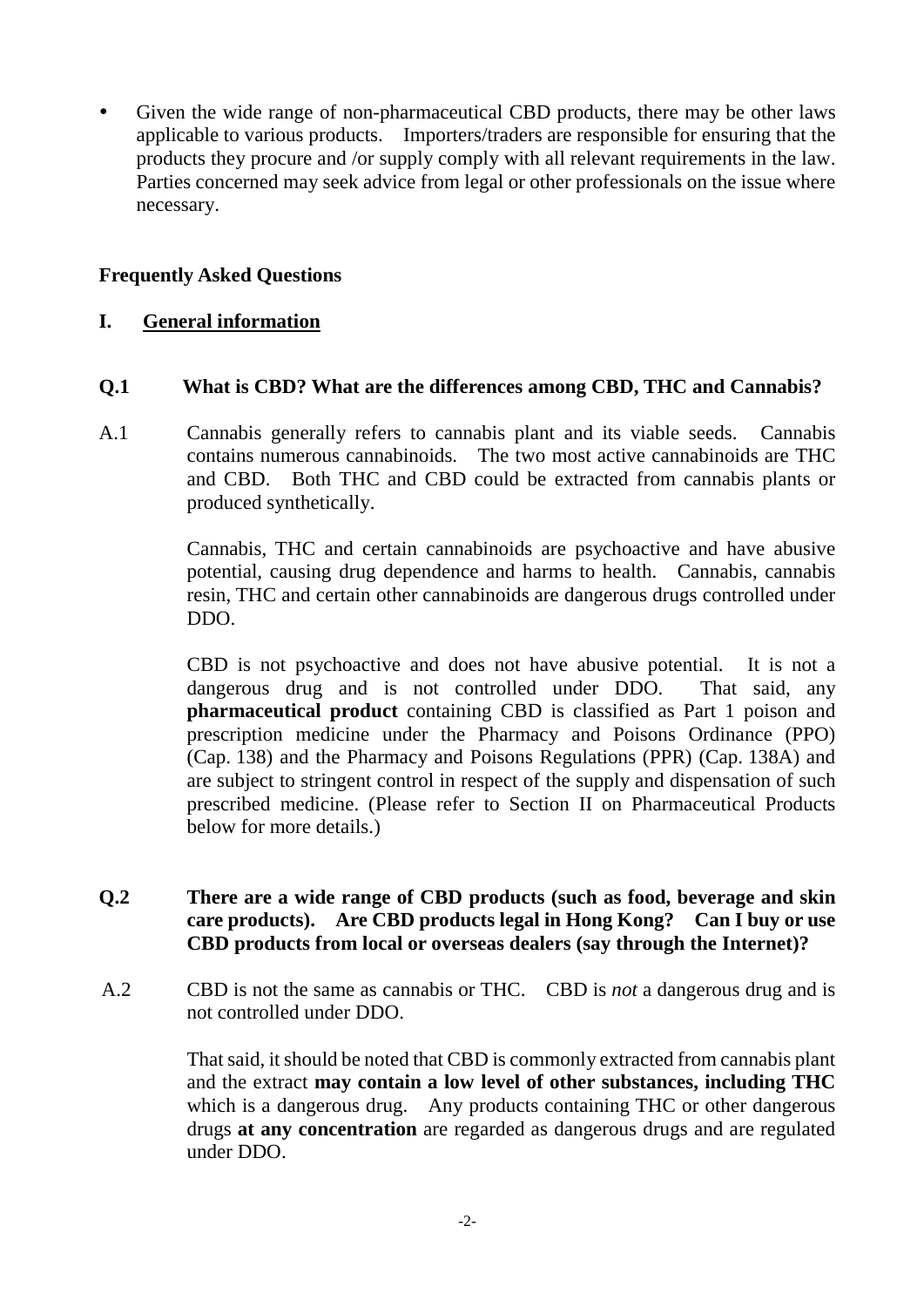- Given the wide range of non-pharmaceutical CBD products, there may be other laws applicable to various products. Importers/traders are responsible for ensuring that the products they procure and /or supply comply with all relevant requirements in the law. Parties concerned may seek advice from legal or other professionals on the issue where necessary.

**Frequently Asked Questions**

## I. General information

### Q.1 What is CBD? What are the differences among CBD, THC and Cannabis?

A.1 Cannabis generally refers to cannabis plant and its viable seeds. Cannabis contains numerous cannabinoids. The two most active cannabinoids are THC and CBD. Both THC and CBD could be extracted from cannabis plants or produced synthetically.

Cannabis, THC and certain cannabinoids are psychoactive and have abusive potential, causing drug dependence and harms to health. Cannabis, cannabis resin, THC and certain other cannabinoids are dangerous drugs controlled under DDO.

CBD is not psychoactive and does not have abusive potential. It is not a dangerous drug and is not controlled under DDO. That said, any **pharmaceutical product** containing CBD is classified as Part 1 poison and prescription medicine under the Pharmacy and Poisons Ordinance (PPO) (Cap. 138) and the Pharmacy and Poisons Regulations (PPR) (Cap. 138A) and are subject to stringent control in respect of the supply and dispensation of such prescribed medicine. (Please refer to Section II on Pharmaceutical Products below for more details.)

### Q.2 There are a wide range of CBD products (such as food, beverage and skin care products). Are CBD products legal in Hong Kong? Can I buy or use CBD products from local or overseas dealers (say through the Internet)?

A.2 CBD is not the same as cannabis or THC. CBD is *not* a dangerous drug and is not controlled under DDO.

That said, it should be noted that CBD is commonly extracted from cannabis plant and the extract **may contain a low level of other substances, including THC** which is a dangerous drug. Any products containing THC or other dangerous drugs **at any concentration** are regarded as dangerous drugs and are regulated under DDO.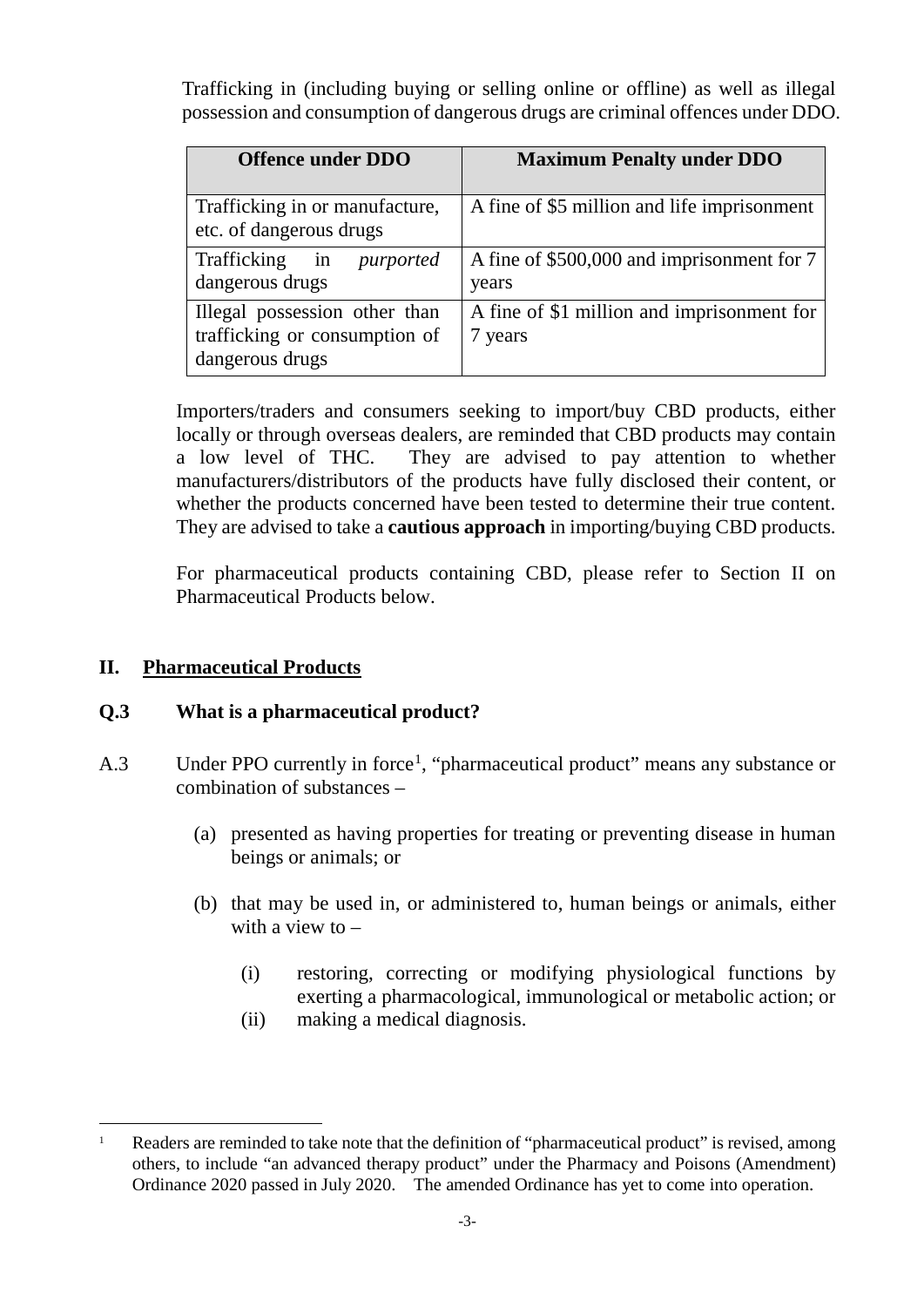Trafficking in (including buying or selling online or offline) as well as illegal possession and consumption of dangerous drugs are criminal offences under DDO.

| Offence under DDO | Maximum Penalty under DDO |
|---|---|
| Trafficking in or manufacture, etc. of dangerous drugs | A fine of $5 million and life imprisonment |
| Trafficking in *purported* dangerous drugs | A fine of $500,000 and imprisonment for 7 years |
| Illegal possession other than trafficking or consumption of dangerous drugs | A fine of $1 million and imprisonment for 7 years |

Importers/traders and consumers seeking to import/buy CBD products, either locally or through overseas dealers, are reminded that CBD products may contain a low level of THC. They are advised to pay attention to whether manufacturers/distributors of the products have fully disclosed their content, or whether the products concerned have been tested to determine their true content. They are advised to take a **cautious approach** in importing/buying CBD products.

For pharmaceutical products containing CBD, please refer to Section II on Pharmaceutical Products below.

## II. Pharmaceutical Products

### Q.3 What is a pharmaceutical product?

A.3 Under PPO currently in force[1], "pharmaceutical product" means any substance or combination of substances –

(a) presented as having properties for treating or preventing disease in human beings or animals; or

(b) that may be used in, or administered to, human beings or animals, either with a view to –

(i) restoring, correcting or modifying physiological functions by exerting a pharmacological, immunological or metabolic action; or

(ii) making a medical diagnosis.

---

[1] Readers are reminded to take note that the definition of "pharmaceutical product" is revised, among others, to include "an advanced therapy product" under the Pharmacy and Poisons (Amendment) Ordinance 2020 passed in July 2020. The amended Ordinance has yet to come into operation.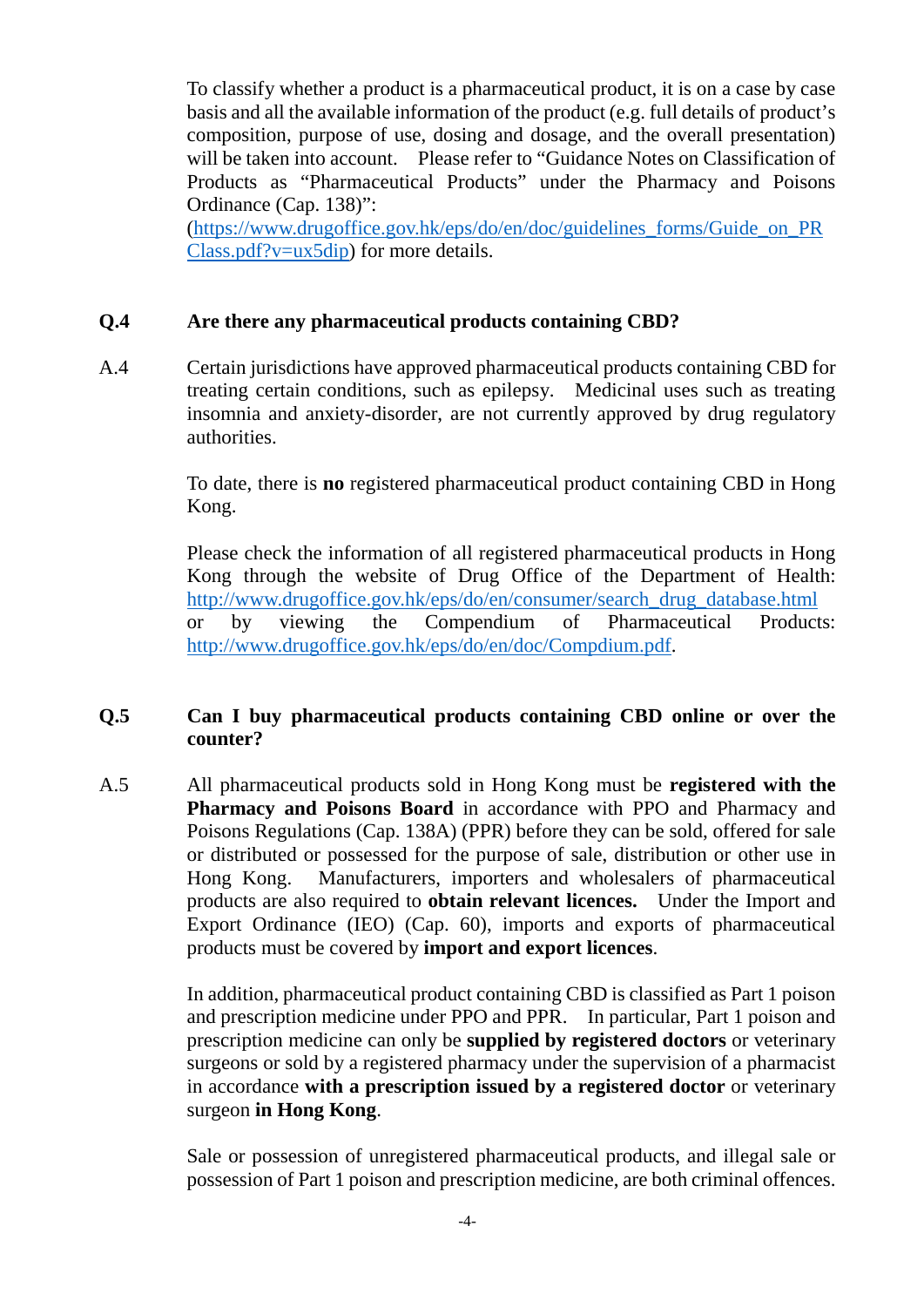To classify whether a product is a pharmaceutical product, it is on a case by case basis and all the available information of the product (e.g. full details of product's composition, purpose of use, dosing and dosage, and the overall presentation) will be taken into account. Please refer to "Guidance Notes on Classification of Products as "Pharmaceutical Products" under the Pharmacy and Poisons Ordinance (Cap. 138)": (https://www.drugoffice.gov.hk/eps/do/en/doc/guidelines_forms/Guide_on_PRClass.pdf?v=ux5dip) for more details.

**Q.4 Are there any pharmaceutical products containing CBD?**

A.4 Certain jurisdictions have approved pharmaceutical products containing CBD for treating certain conditions, such as epilepsy. Medicinal uses such as treating insomnia and anxiety-disorder, are not currently approved by drug regulatory authorities.

To date, there is **no** registered pharmaceutical product containing CBD in Hong Kong.

Please check the information of all registered pharmaceutical products in Hong Kong through the website of Drug Office of the Department of Health: http://www.drugoffice.gov.hk/eps/do/en/consumer/search_drug_database.html or by viewing the Compendium of Pharmaceutical Products: http://www.drugoffice.gov.hk/eps/do/en/doc/Compdium.pdf.

**Q.5 Can I buy pharmaceutical products containing CBD online or over the counter?**

A.5 All pharmaceutical products sold in Hong Kong must be **registered with the Pharmacy and Poisons Board** in accordance with PPO and Pharmacy and Poisons Regulations (Cap. 138A) (PPR) before they can be sold, offered for sale or distributed or possessed for the purpose of sale, distribution or other use in Hong Kong. Manufacturers, importers and wholesalers of pharmaceutical products are also required to **obtain relevant licences.** Under the Import and Export Ordinance (IEO) (Cap. 60), imports and exports of pharmaceutical products must be covered by **import and export licences**.

In addition, pharmaceutical product containing CBD is classified as Part 1 poison and prescription medicine under PPO and PPR. In particular, Part 1 poison and prescription medicine can only be **supplied by registered doctors** or veterinary surgeons or sold by a registered pharmacy under the supervision of a pharmacist in accordance **with a prescription issued by a registered doctor** or veterinary surgeon **in Hong Kong**.

Sale or possession of unregistered pharmaceutical products, and illegal sale or possession of Part 1 poison and prescription medicine, are both criminal offences.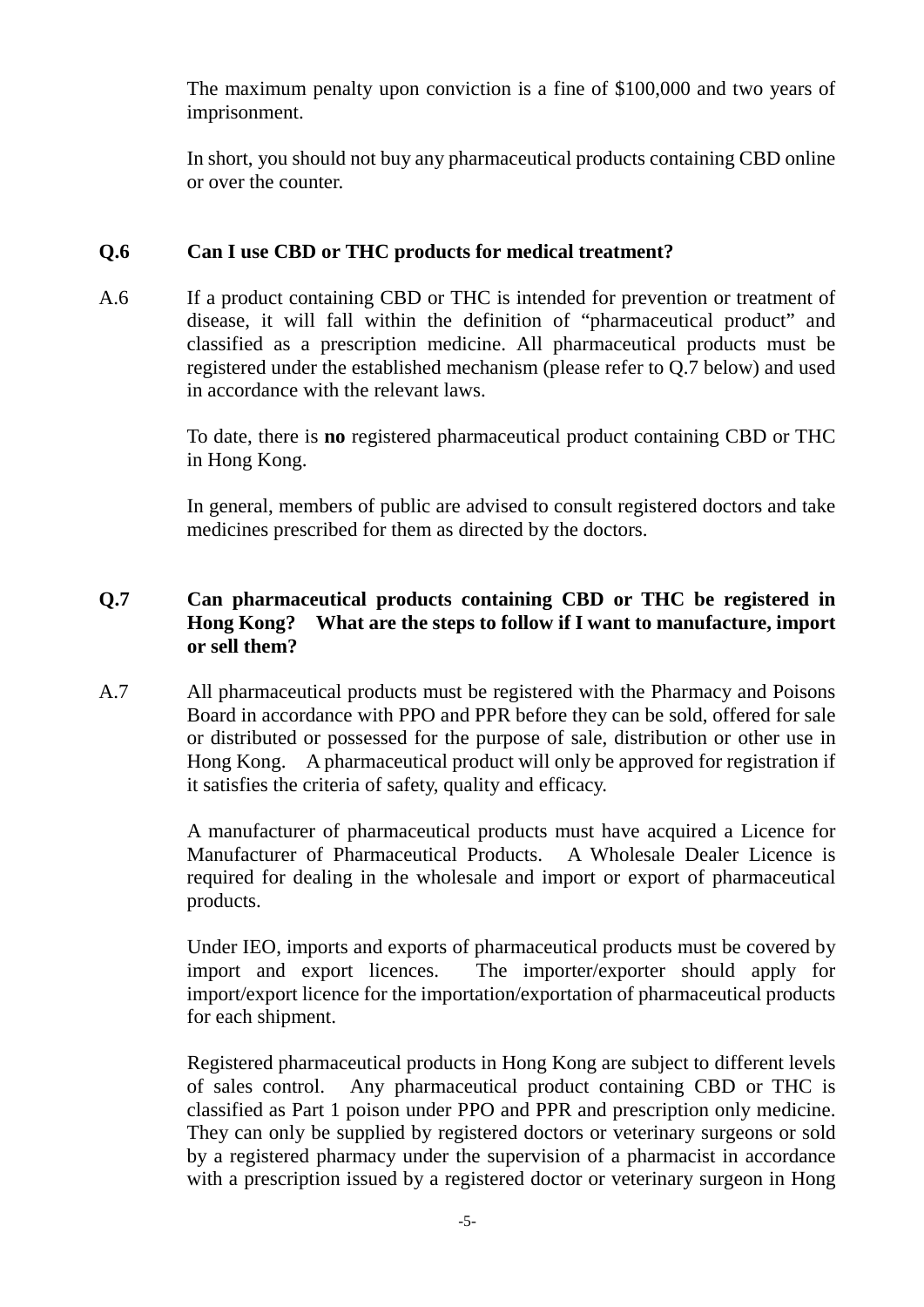The maximum penalty upon conviction is a fine of $100,000 and two years of imprisonment.

In short, you should not buy any pharmaceutical products containing CBD online or over the counter.

**Q.6 Can I use CBD or THC products for medical treatment?**

A.6 If a product containing CBD or THC is intended for prevention or treatment of disease, it will fall within the definition of "pharmaceutical product" and classified as a prescription medicine. All pharmaceutical products must be registered under the established mechanism (please refer to Q.7 below) and used in accordance with the relevant laws.

To date, there is **no** registered pharmaceutical product containing CBD or THC in Hong Kong.

In general, members of public are advised to consult registered doctors and take medicines prescribed for them as directed by the doctors.

**Q.7 Can pharmaceutical products containing CBD or THC be registered in Hong Kong? What are the steps to follow if I want to manufacture, import or sell them?**

A.7 All pharmaceutical products must be registered with the Pharmacy and Poisons Board in accordance with PPO and PPR before they can be sold, offered for sale or distributed or possessed for the purpose of sale, distribution or other use in Hong Kong. A pharmaceutical product will only be approved for registration if it satisfies the criteria of safety, quality and efficacy.

A manufacturer of pharmaceutical products must have acquired a Licence for Manufacturer of Pharmaceutical Products. A Wholesale Dealer Licence is required for dealing in the wholesale and import or export of pharmaceutical products.

Under IEO, imports and exports of pharmaceutical products must be covered by import and export licences. The importer/exporter should apply for import/export licence for the importation/exportation of pharmaceutical products for each shipment.

Registered pharmaceutical products in Hong Kong are subject to different levels of sales control. Any pharmaceutical product containing CBD or THC is classified as Part 1 poison under PPO and PPR and prescription only medicine. They can only be supplied by registered doctors or veterinary surgeons or sold by a registered pharmacy under the supervision of a pharmacist in accordance with a prescription issued by a registered doctor or veterinary surgeon in Hong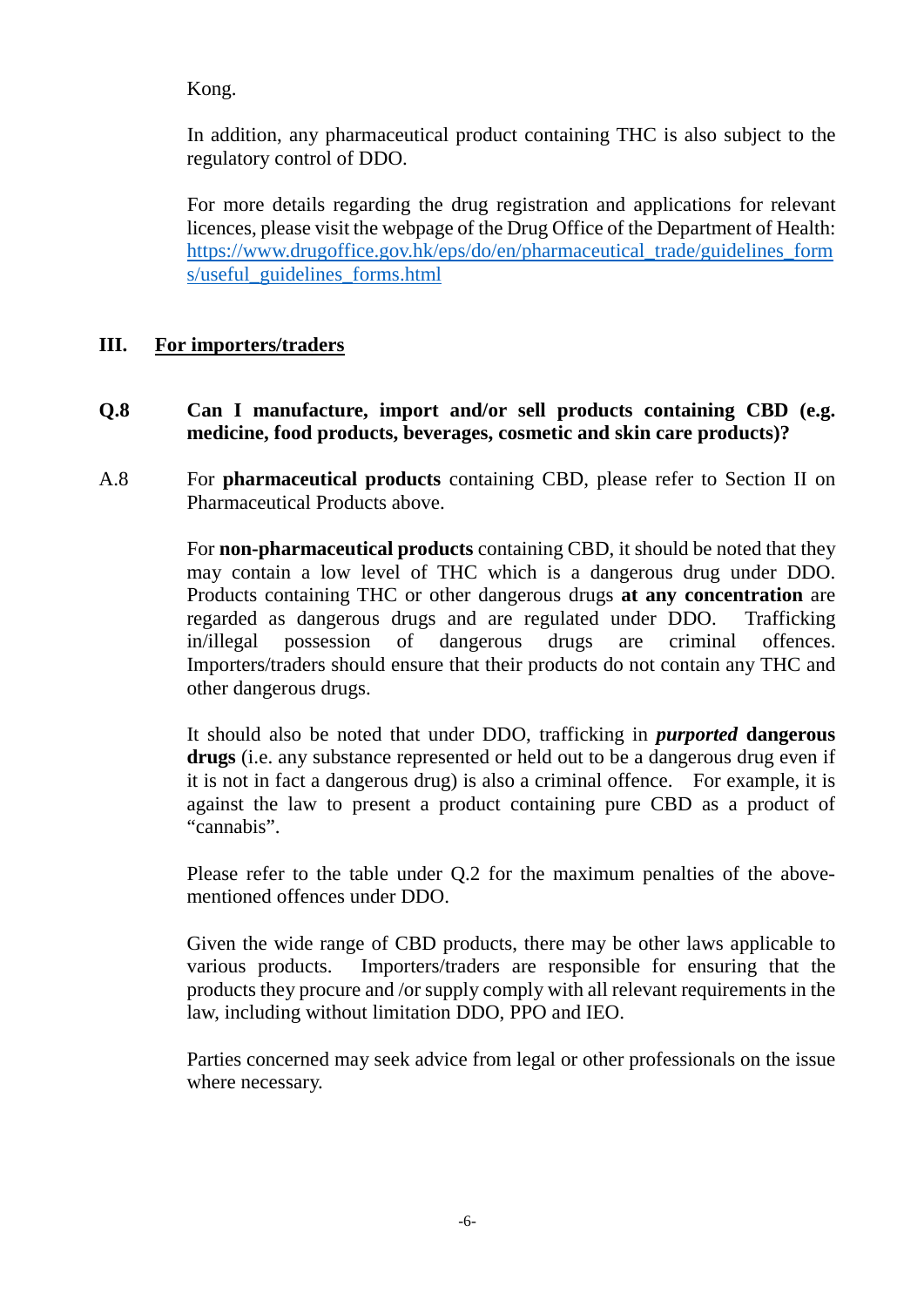Kong.

In addition, any pharmaceutical product containing THC is also subject to the regulatory control of DDO.

For more details regarding the drug registration and applications for relevant licences, please visit the webpage of the Drug Office of the Department of Health: [https://www.drugoffice.gov.hk/eps/do/en/pharmaceutical_trade/guidelines_forms/useful_guidelines_forms.html](https://www.drugoffice.gov.hk/eps/do/en/pharmaceutical_trade/guidelines_forms/useful_guidelines_forms.html)

## III. <u>For importers/traders</u>

**Q.8 Can I manufacture, import and/or sell products containing CBD (e.g. medicine, food products, beverages, cosmetic and skin care products)?**

A.8 For **pharmaceutical products** containing CBD, please refer to Section II on Pharmaceutical Products above.

For **non-pharmaceutical products** containing CBD, it should be noted that they may contain a low level of THC which is a dangerous drug under DDO. Products containing THC or other dangerous drugs **at any concentration** are regarded as dangerous drugs and are regulated under DDO. Trafficking in/illegal possession of dangerous drugs are criminal offences. Importers/traders should ensure that their products do not contain any THC and other dangerous drugs.

It should also be noted that under DDO, trafficking in ***purported*** **dangerous drugs** (i.e. any substance represented or held out to be a dangerous drug even if it is not in fact a dangerous drug) is also a criminal offence. For example, it is against the law to present a product containing pure CBD as a product of "cannabis".

Please refer to the table under Q.2 for the maximum penalties of the above-mentioned offences under DDO.

Given the wide range of CBD products, there may be other laws applicable to various products. Importers/traders are responsible for ensuring that the products they procure and /or supply comply with all relevant requirements in the law, including without limitation DDO, PPO and IEO.

Parties concerned may seek advice from legal or other professionals on the issue where necessary.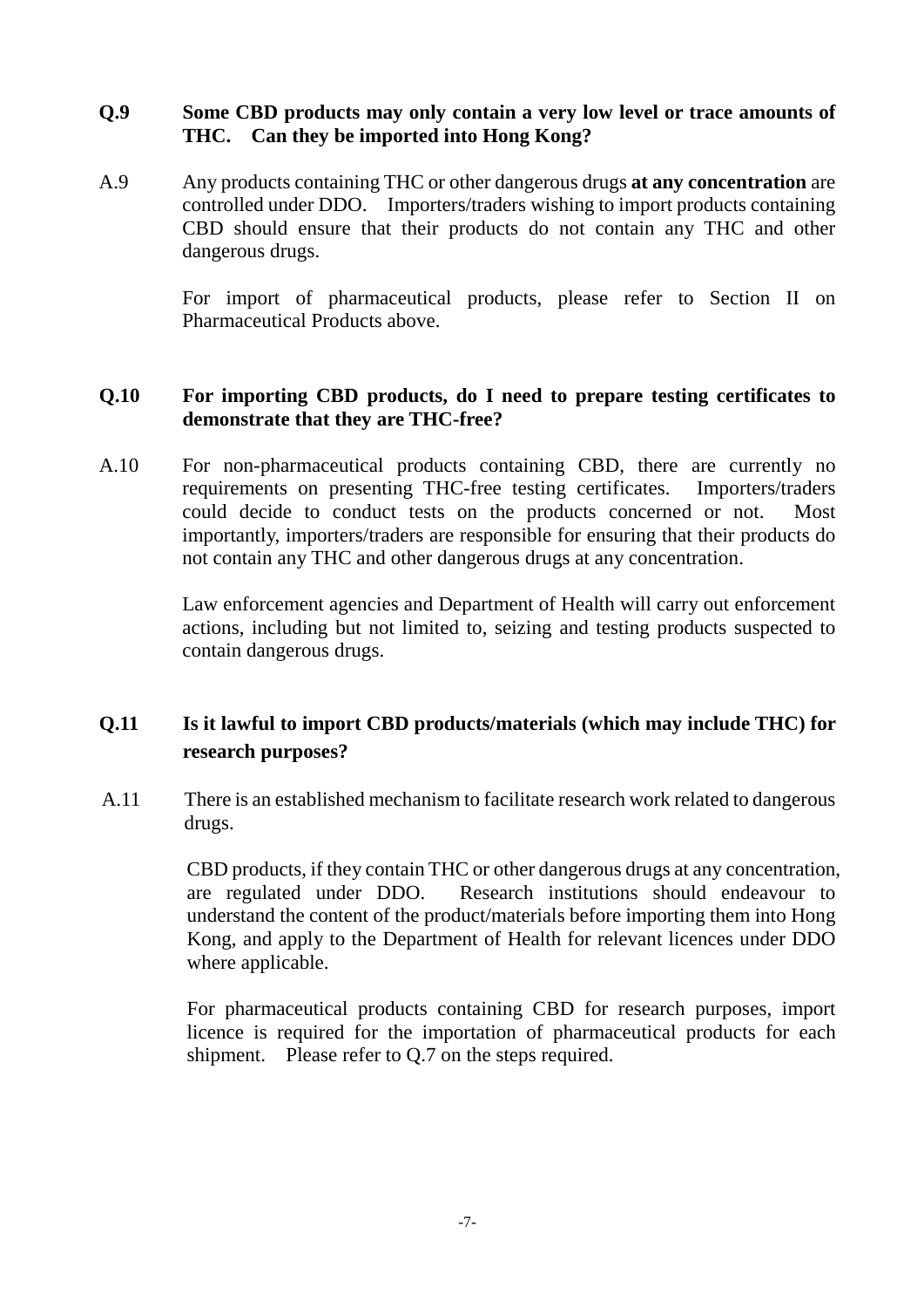**Q.9 Some CBD products may only contain a very low level or trace amounts of THC. Can they be imported into Hong Kong?**

A.9 Any products containing THC or other dangerous drugs **at any concentration** are controlled under DDO. Importers/traders wishing to import products containing CBD should ensure that their products do not contain any THC and other dangerous drugs.

For import of pharmaceutical products, please refer to Section II on Pharmaceutical Products above.

**Q.10 For importing CBD products, do I need to prepare testing certificates to demonstrate that they are THC-free?**

A.10 For non-pharmaceutical products containing CBD, there are currently no requirements on presenting THC-free testing certificates. Importers/traders could decide to conduct tests on the products concerned or not. Most importantly, importers/traders are responsible for ensuring that their products do not contain any THC and other dangerous drugs at any concentration.

Law enforcement agencies and Department of Health will carry out enforcement actions, including but not limited to, seizing and testing products suspected to contain dangerous drugs.

**Q.11 Is it lawful to import CBD products/materials (which may include THC) for research purposes?**

A.11 There is an established mechanism to facilitate research work related to dangerous drugs.

CBD products, if they contain THC or other dangerous drugs at any concentration, are regulated under DDO. Research institutions should endeavour to understand the content of the product/materials before importing them into Hong Kong, and apply to the Department of Health for relevant licences under DDO where applicable.

For pharmaceutical products containing CBD for research purposes, import licence is required for the importation of pharmaceutical products for each shipment. Please refer to Q.7 on the steps required.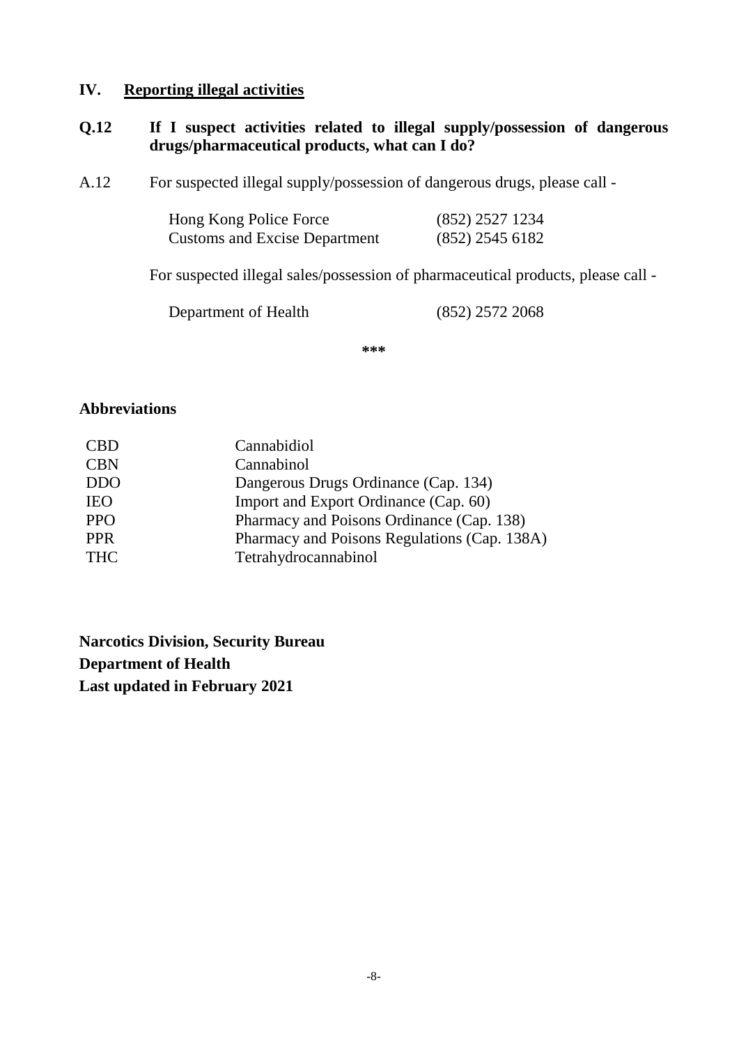## IV. Reporting illegal activities

**Q.12 If I suspect activities related to illegal supply/possession of dangerous drugs/pharmaceutical products, what can I do?**

A.12 For suspected illegal supply/possession of dangerous drugs, please call -

| | |
|---|---|
| Hong Kong Police Force | (852) 2527 1234 |
| Customs and Excise Department | (852) 2545 6182 |

For suspected illegal sales/possession of pharmaceutical products, please call -

| | |
|---|---|
| Department of Health | (852) 2572 2068 |

**\*\*\***

**Abbreviations**

| | |
|---|---|
| CBD | Cannabidiol |
| CBN | Cannabinol |
| DDO | Dangerous Drugs Ordinance (Cap. 134) |
| IEO | Import and Export Ordinance (Cap. 60) |
| PPO | Pharmacy and Poisons Ordinance (Cap. 138) |
| PPR | Pharmacy and Poisons Regulations (Cap. 138A) |
| THC | Tetrahydrocannabinol |

**Narcotics Division, Security Bureau**
**Department of Health**
**Last updated in February 2021**